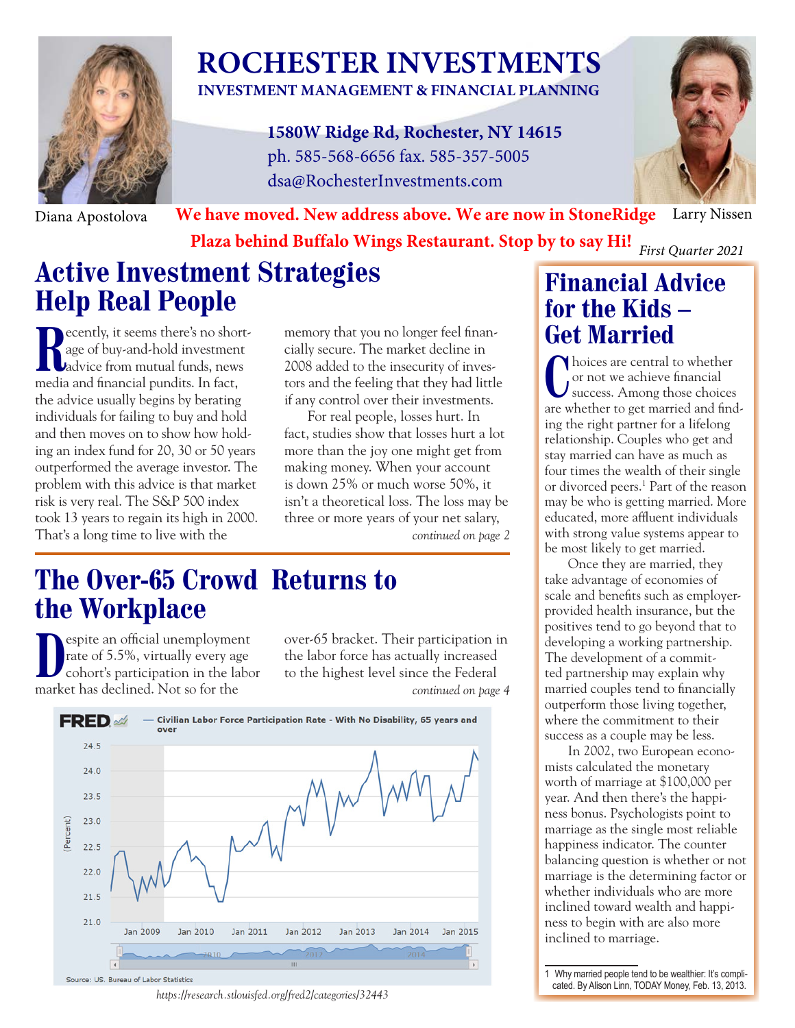# ROCHESTER INVESTMENTS

**INVESTMENT MANAGEMENT & FINANCIAL PLANNING**

**1580W Ridge Rd, Rochester, NY 14615**
ph. 585-568-6656 fax. 585-357-5005
dsa@RochesterInvestments.com

Diana Apostolova — Larry Nissen

**We have moved. New address above. We are now in StoneRidge Plaza behind Buffalo Wings Restaurant. Stop by to say Hi!**

*First Quarter 2021*

## Active Investment Strategies Help Real People

Recently, it seems there's no shortage of buy-and-hold investment advice from mutual funds, news media and financial pundits. In fact, the advice usually begins by berating individuals for failing to buy and hold and then moves on to show how holding an index fund for 20, 30 or 50 years outperformed the average investor. The problem with this advice is that market risk is very real. The S&P 500 index took 13 years to regain its high in 2000. That's a long time to live with the memory that you no longer feel financially secure. The market decline in 2008 added to the insecurity of investors and the feeling that they had little if any control over their investments.

For real people, losses hurt. In fact, studies show that losses hurt a lot more than the joy one might get from making money. When your account is down 25% or much worse 50%, it isn't a theoretical loss. The loss may be three or more years of your net salary,

*continued on page 2*

## The Over-65 Crowd Returns to the Workplace

Despite an official unemployment rate of 5.5%, virtually every age cohort's participation in the labor market has declined. Not so for the over-65 bracket. Their participation in the labor force has actually increased to the highest level since the Federal

*continued on page 4*

FRED — Civilian Labor Force Participation Rate - With No Disability, 65 years and over

Source: US. Bureau of Labor Statistics

*https://research.stlouisfed.org/fred2/categories/32443*

## Financial Advice for the Kids – Get Married

Choices are central to whether or not we achieve financial success. Among those choices are whether to get married and finding the right partner for a lifelong relationship. Couples who get and stay married can have as much as four times the wealth of their single or divorced peers.[1] Part of the reason may be who is getting married. More educated, more affluent individuals with strong value systems appear to be most likely to get married.

Once they are married, they take advantage of economies of scale and benefits such as employer-provided health insurance, but the positives tend to go beyond that to developing a working partnership. The development of a committed partnership may explain why married couples tend to financially outperform those living together, where the commitment to their success as a couple may be less.

In 2002, two European economists calculated the monetary worth of marriage at $100,000 per year. And then there's the happiness bonus. Psychologists point to marriage as the single most reliable happiness indicator. The counter balancing question is whether or not marriage is the determining factor or whether individuals who are more inclined toward wealth and happiness to begin with are also more inclined to marriage.

1 Why married people tend to be wealthier: It's complicated. By Alison Linn, TODAY Money, Feb. 13, 2013.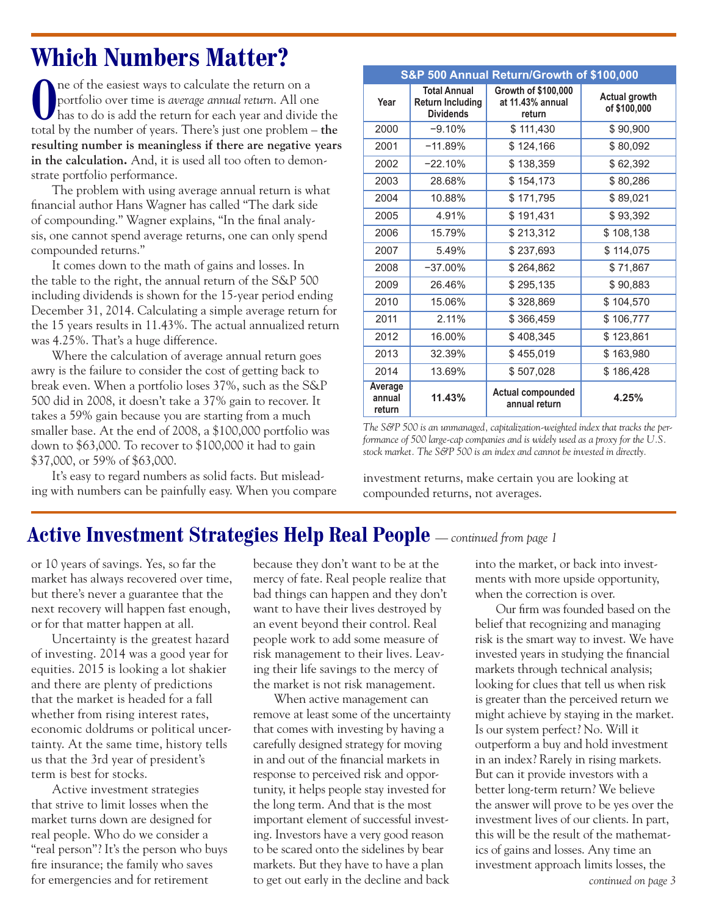# Which Numbers Matter?

One of the easiest ways to calculate the return on a portfolio over time is *average annual return*. All one has to do is add the return for each year and divide the total by the number of years. There's just one problem – **the resulting number is meaningless if there are negative years in the calculation.** And, it is used all too often to demonstrate portfolio performance.

The problem with using average annual return is what financial author Hans Wagner has called "The dark side of compounding." Wagner explains, "In the final analysis, one cannot spend average returns, one can only spend compounded returns."

It comes down to the math of gains and losses. In the table to the right, the annual return of the S&P 500 including dividends is shown for the 15-year period ending December 31, 2014. Calculating a simple average return for the 15 years results in 11.43%. The actual annualized return was 4.25%. That's a huge difference.

Where the calculation of average annual return goes awry is the failure to consider the cost of getting back to break even. When a portfolio loses 37%, such as the S&P 500 did in 2008, it doesn't take a 37% gain to recover. It takes a 59% gain because you are starting from a much smaller base. At the end of 2008, a $100,000 portfolio was down to $63,000. To recover to $100,000 it had to gain $37,000, or 59% of $63,000.

It's easy to regard numbers as solid facts. But misleading with numbers can be painfully easy. When you compare investment returns, make certain you are looking at compounded returns, not averages.

**S&P 500 Annual Return/Growth of $100,000**

| Year | Total Annual Return Including Dividends | Growth of $100,000 at 11.43% annual return | Actual growth of $100,000 |
|---|---|---|---|
| 2000 | −9.10% | $ 111,430 | $ 90,900 |
| 2001 | −11.89% | $ 124,166 | $ 80,092 |
| 2002 | −22.10% | $ 138,359 | $ 62,392 |
| 2003 | 28.68% | $ 154,173 | $ 80,286 |
| 2004 | 10.88% | $ 171,795 | $ 89,021 |
| 2005 | 4.91% | $ 191,431 | $ 93,392 |
| 2006 | 15.79% | $ 213,312 | $ 108,138 |
| 2007 | 5.49% | $ 237,693 | $ 114,075 |
| 2008 | −37.00% | $ 264,862 | $ 71,867 |
| 2009 | 26.46% | $ 295,135 | $ 90,883 |
| 2010 | 15.06% | $ 328,869 | $ 104,570 |
| 2011 | 2.11% | $ 366,459 | $ 106,777 |
| 2012 | 16.00% | $ 408,345 | $ 123,861 |
| 2013 | 32.39% | $ 455,019 | $ 163,980 |
| 2014 | 13.69% | $ 507,028 | $ 186,428 |
| **Average annual return** | **11.43%** | **Actual compounded annual return** | **4.25%** |

*The S&P 500 is an unmanaged, capitalization-weighted index that tracks the performance of 500 large-cap companies and is widely used as a proxy for the U.S. stock market. The S&P 500 is an index and cannot be invested in directly.*

## Active Investment Strategies Help Real People *— continued from page 1*

or 10 years of savings. Yes, so far the market has always recovered over time, but there's never a guarantee that the next recovery will happen fast enough, or for that matter happen at all.

Uncertainty is the greatest hazard of investing. 2014 was a good year for equities. 2015 is looking a lot shakier and there are plenty of predictions that the market is headed for a fall whether from rising interest rates, economic doldrums or political uncertainty. At the same time, history tells us that the 3rd year of president's term is best for stocks.

Active investment strategies that strive to limit losses when the market turns down are designed for real people. Who do we consider a "real person"? It's the person who buys fire insurance; the family who saves for emergencies and for retirement because they don't want to be at the mercy of fate. Real people realize that bad things can happen and they don't want to have their lives destroyed by an event beyond their control. Real people work to add some measure of risk management to their lives. Leaving their life savings to the mercy of the market is not risk management.

When active management can remove at least some of the uncertainty that comes with investing by having a carefully designed strategy for moving in and out of the financial markets in response to perceived risk and opportunity, it helps people stay invested for the long term. And that is the most important element of successful investing. Investors have a very good reason to be scared onto the sidelines by bear markets. But they have to have a plan to get out early in the decline and back into the market, or back into investments with more upside opportunity, when the correction is over.

Our firm was founded based on the belief that recognizing and managing risk is the smart way to invest. We have invested years in studying the financial markets through technical analysis; looking for clues that tell us when risk is greater than the perceived return we might achieve by staying in the market. Is our system perfect? No. Will it outperform a buy and hold investment in an index? Rarely in rising markets. But can it provide investors with a better long-term return? We believe the answer will prove to be yes over the investment lives of our clients. In part, this will be the result of the mathematics of gains and losses. Any time an investment approach limits losses, the

*continued on page 3*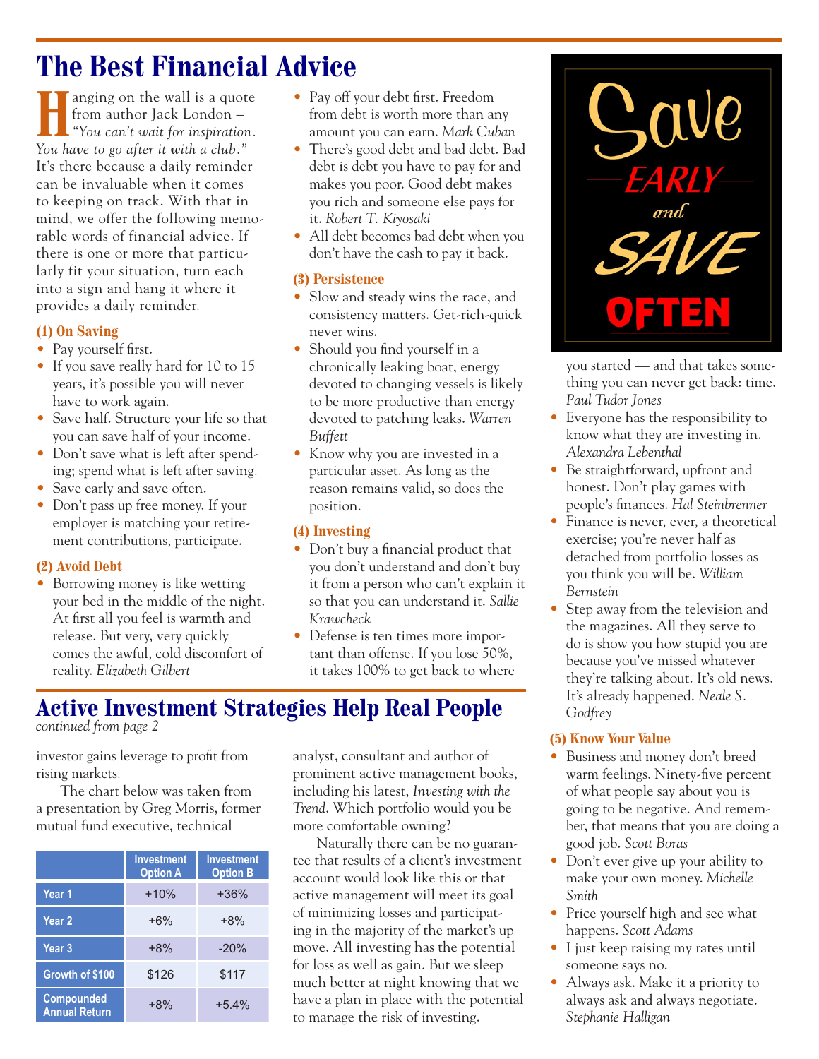# The Best Financial Advice

Hanging on the wall is a quote from author Jack London – *"You can't wait for inspiration. You have to go after it with a club."* It's there because a daily reminder can be invaluable when it comes to keeping on track. With that in mind, we offer the following memorable words of financial advice. If there is one or more that particularly fit your situation, turn each into a sign and hang it where it provides a daily reminder.

### (1) On Saving

- Pay yourself first.
- If you save really hard for 10 to 15 years, it's possible you will never have to work again.
- Save half. Structure your life so that you can save half of your income.
- Don't save what is left after spending; spend what is left after saving.
- Save early and save often.
- Don't pass up free money. If your employer is matching your retirement contributions, participate.

### (2) Avoid Debt

- Borrowing money is like wetting your bed in the middle of the night. At first all you feel is warmth and release. But very, very quickly comes the awful, cold discomfort of reality. *Elizabeth Gilbert*
- Pay off your debt first. Freedom from debt is worth more than any amount you can earn. *Mark Cuban*
- There's good debt and bad debt. Bad debt is debt you have to pay for and makes you poor. Good debt makes you rich and someone else pays for it. *Robert T. Kiyosaki*
- All debt becomes bad debt when you don't have the cash to pay it back.

### (3) Persistence

- Slow and steady wins the race, and consistency matters. Get-rich-quick never wins.
- Should you find yourself in a chronically leaking boat, energy devoted to changing vessels is likely to be more productive than energy devoted to patching leaks. *Warren Buffett*
- Know why you are invested in a particular asset. As long as the reason remains valid, so does the position.

### (4) Investing

- Don't buy a financial product that you don't understand and don't buy it from a person who can't explain it so that you can understand it. *Sallie Krawcheck*
- Defense is ten times more important than offense. If you lose 50%, it takes 100% to get back to where you started — and that takes something you can never get back: time. *Paul Tudor Jones*
- Everyone has the responsibility to know what they are investing in. *Alexandra Lebenthal*
- Be straightforward, upfront and honest. Don't play games with people's finances. *Hal Steinbrenner*
- Finance is never, ever, a theoretical exercise; you're never half as detached from portfolio losses as you think you will be. *William Bernstein*
- Step away from the television and the magazines. All they serve to do is show you how stupid you are because you've missed whatever they're talking about. It's old news. It's already happened. *Neale S. Godfrey*

### (5) Know Your Value

- Business and money don't breed warm feelings. Ninety-five percent of what people say about you is going to be negative. And remember, that means that you are doing a good job. *Scott Boras*
- Don't ever give up your ability to make your own money. *Michelle Smith*
- Price yourself high and see what happens. *Scott Adams*
- I just keep raising my rates until someone says no.
- Always ask. Make it a priority to always ask and always negotiate. *Stephanie Halligan*

Save EARLY and SAVE OFTEN

# Active Investment Strategies Help Real People

*continued from page 2*

investor gains leverage to profit from rising markets.

The chart below was taken from a presentation by Greg Morris, former mutual fund executive, technical analyst, consultant and author of prominent active management books, including his latest, *Investing with the Trend*. Which portfolio would you be more comfortable owning?

| | Investment Option A | Investment Option B |
|---|---|---|
| Year 1 | +10% | +36% |
| Year 2 | +6% | +8% |
| Year 3 | +8% | -20% |
| Growth of $100 | $126 | $117 |
| Compounded Annual Return | +8% | +5.4% |

Naturally there can be no guarantee that results of a client's investment account would look like this or that active management will meet its goal of minimizing losses and participating in the majority of the market's up move. All investing has the potential for loss as well as gain. But we sleep much better at night knowing that we have a plan in place with the potential to manage the risk of investing.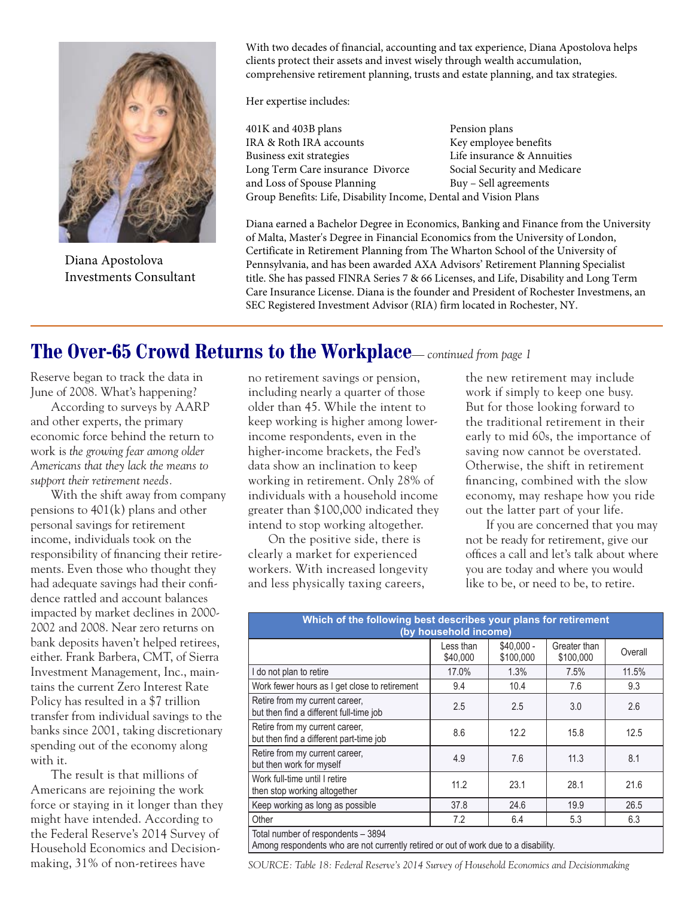Diana Apostolova
Investments Consultant

With two decades of financial, accounting and tax experience, Diana Apostolova helps clients protect their assets and invest wisely through wealth accumulation, comprehensive retirement planning, trusts and estate planning, and tax strategies.

Her expertise includes:

401K and 403B plans
IRA & Roth IRA accounts
Business exit strategies
Long Term Care insurance Divorce and Loss of Spouse Planning
Pension plans
Key employee benefits
Life insurance & Annuities
Social Security and Medicare
Buy – Sell agreements
Group Benefits: Life, Disability Income, Dental and Vision Plans

Diana earned a Bachelor Degree in Economics, Banking and Finance from the University of Malta, Master's Degree in Financial Economics from the University of London, Certificate in Retirement Planning from The Wharton School of the University of Pennsylvania, and has been awarded AXA Advisors' Retirement Planning Specialist title. She has passed FINRA Series 7 & 66 Licenses, and Life, Disability and Long Term Care Insurance License. Diana is the founder and President of Rochester Investmens, an SEC Registered Investment Advisor (RIA) firm located in Rochester, NY.

## The Over-65 Crowd Returns to the Workplace— *continued from page 1*

Reserve began to track the data in June of 2008. What's happening?

According to surveys by AARP and other experts, the primary economic force behind the return to work is *the growing fear among older Americans that they lack the means to support their retirement needs.*

With the shift away from company pensions to 401(k) plans and other personal savings for retirement income, individuals took on the responsibility of financing their retirements. Even those who thought they had adequate savings had their confidence rattled and account balances impacted by market declines in 2000-2002 and 2008. Near zero returns on bank deposits haven't helped retirees, either. Frank Barbera, CMT, of Sierra Investment Management, Inc., maintains the current Zero Interest Rate Policy has resulted in a $7 trillion transfer from individual savings to the banks since 2001, taking discretionary spending out of the economy along with it.

The result is that millions of Americans are rejoining the work force or staying in it longer than they might have intended. According to the Federal Reserve's 2014 Survey of Household Economics and Decisionmaking, 31% of non-retirees have no retirement savings or pension, including nearly a quarter of those older than 45. While the intent to keep working is higher among lower-income respondents, even in the higher-income brackets, the Fed's data show an inclination to keep working in retirement. Only 28% of individuals with a household income greater than $100,000 indicated they intend to stop working altogether.

On the positive side, there is clearly a market for experienced workers. With increased longevity and less physically taxing careers, the new retirement may include work if simply to keep one busy. But for those looking forward to the traditional retirement in their early to mid 60s, the importance of saving now cannot be overstated. Otherwise, the shift in retirement financing, combined with the slow economy, may reshape how you ride out the latter part of your life.

If you are concerned that you may not be ready for retirement, give our offices a call and let's talk about where you are today and where you would like to be, or need to be, to retire.

**Which of the following best describes your plans for retirement (by household income)**

| | Less than $40,000 | $40,000 - $100,000 | Greater than $100,000 | Overall |
|---|---|---|---|---|
| I do not plan to retire | 17.0% | 1.3% | 7.5% | 11.5% |
| Work fewer hours as I get close to retirement | 9.4 | 10.4 | 7.6 | 9.3 |
| Retire from my current career, but then find a different full-time job | 2.5 | 2.5 | 3.0 | 2.6 |
| Retire from my current career, but then find a different part-time job | 8.6 | 12.2 | 15.8 | 12.5 |
| Retire from my current career, but then work for myself | 4.9 | 7.6 | 11.3 | 8.1 |
| Work full-time until I retire then stop working altogether | 11.2 | 23.1 | 28.1 | 21.6 |
| Keep working as long as possible | 37.8 | 24.6 | 19.9 | 26.5 |
| Other | 7.2 | 6.4 | 5.3 | 6.3 |

Total number of respondents – 3894
Among respondents who are not currently retired or out of work due to a disability.

*SOURCE: Table 18: Federal Reserve's 2014 Survey of Household Economics and Decisionmaking*